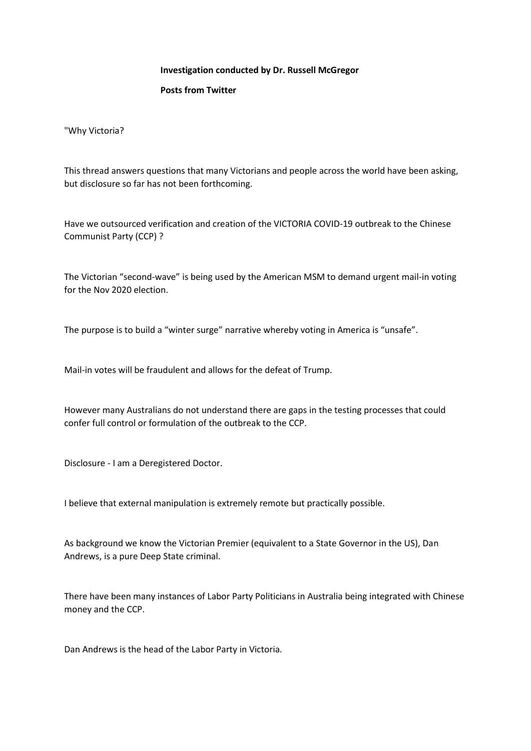**Investigation conducted by Dr. Russell McGregor**

**Posts from Twitter**

"Why Victoria?

This thread answers questions that many Victorians and people across the world have been asking, but disclosure so far has not been forthcoming.

Have we outsourced verification and creation of the VICTORIA COVID-19 outbreak to the Chinese Communist Party (CCP) ?

The Victorian "second-wave" is being used by the American MSM to demand urgent mail-in voting for the Nov 2020 election.

The purpose is to build a "winter surge" narrative whereby voting in America is "unsafe".

Mail-in votes will be fraudulent and allows for the defeat of Trump.

However many Australians do not understand there are gaps in the testing processes that could confer full control or formulation of the outbreak to the CCP.

Disclosure - I am a Deregistered Doctor.

I believe that external manipulation is extremely remote but practically possible.

As background we know the Victorian Premier (equivalent to a State Governor in the US), Dan Andrews, is a pure Deep State criminal.

There have been many instances of Labor Party Politicians in Australia being integrated with Chinese money and the CCP.

Dan Andrews is the head of the Labor Party in Victoria.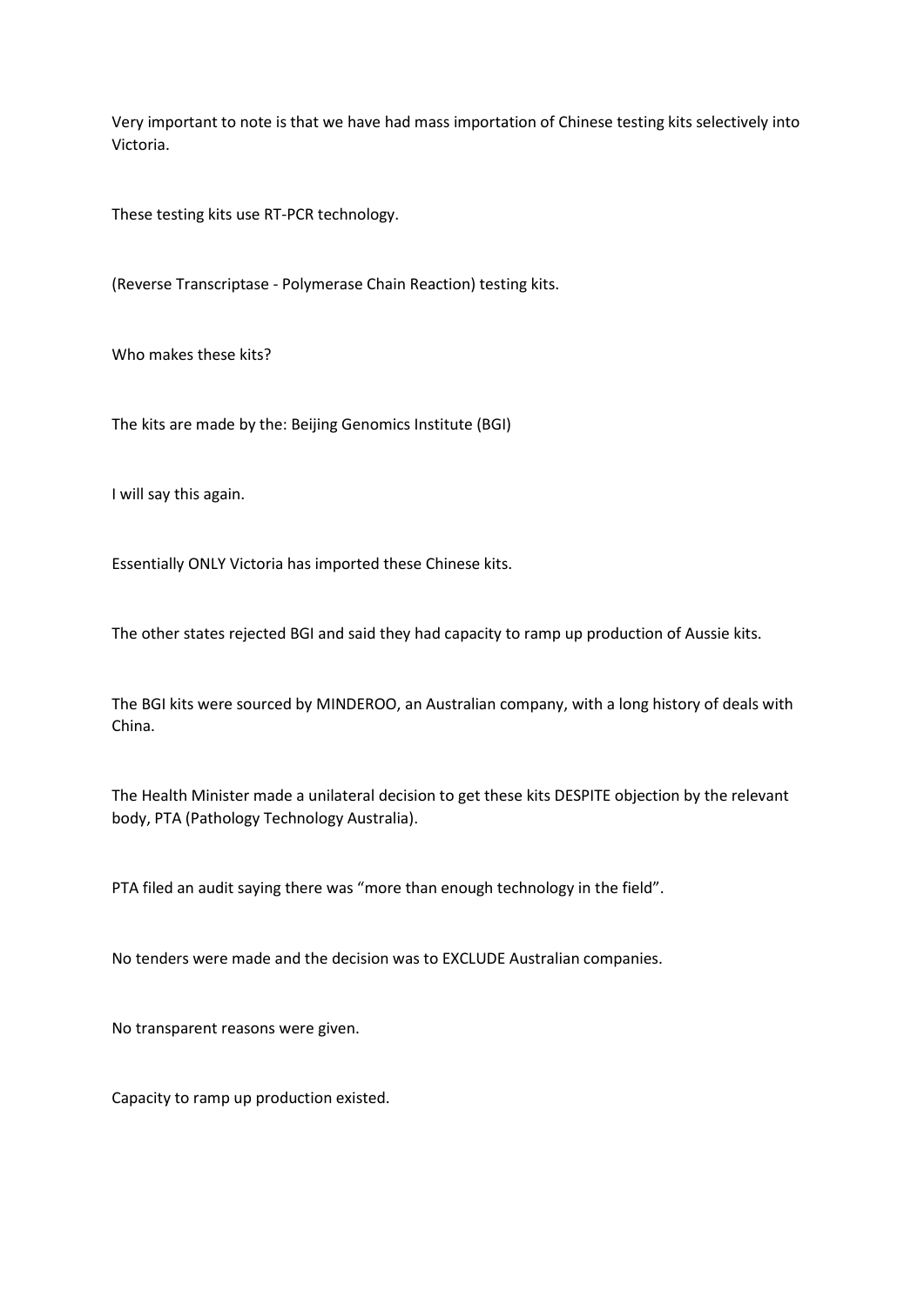Very important to note is that we have had mass importation of Chinese testing kits selectively into Victoria.

These testing kits use RT-PCR technology.

(Reverse Transcriptase - Polymerase Chain Reaction) testing kits.

Who makes these kits?

The kits are made by the: Beijing Genomics Institute (BGI)

I will say this again.

Essentially ONLY Victoria has imported these Chinese kits.

The other states rejected BGI and said they had capacity to ramp up production of Aussie kits.

The BGI kits were sourced by MINDEROO, an Australian company, with a long history of deals with China.

The Health Minister made a unilateral decision to get these kits DESPITE objection by the relevant body, PTA (Pathology Technology Australia).

PTA filed an audit saying there was "more than enough technology in the field".

No tenders were made and the decision was to EXCLUDE Australian companies.

No transparent reasons were given.

Capacity to ramp up production existed.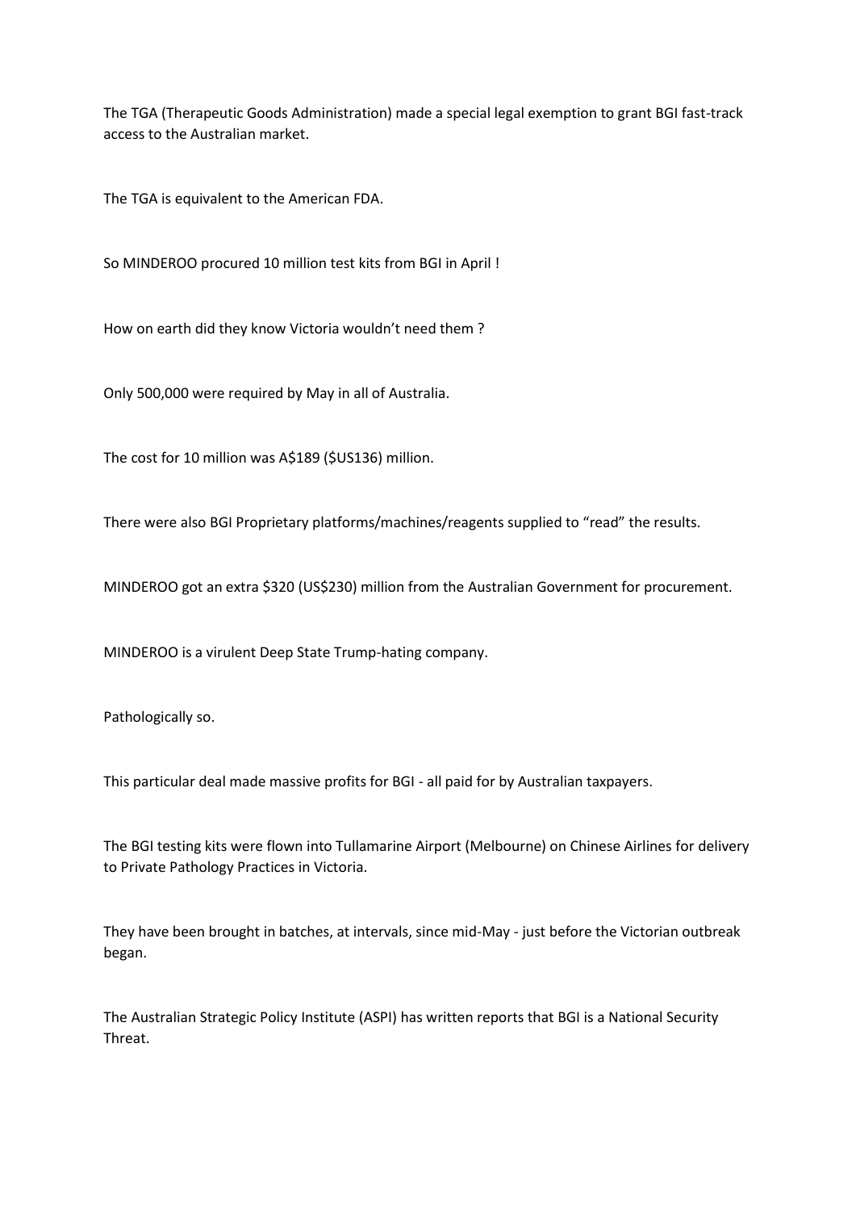The TGA (Therapeutic Goods Administration) made a special legal exemption to grant BGI fast-track access to the Australian market.

The TGA is equivalent to the American FDA.

So MINDEROO procured 10 million test kits from BGI in April !

How on earth did they know Victoria wouldn't need them ?

Only 500,000 were required by May in all of Australia.

The cost for 10 million was A$189 ($US136) million.

There were also BGI Proprietary platforms/machines/reagents supplied to "read" the results.

MINDEROO got an extra $320 (US$230) million from the Australian Government for procurement.

MINDEROO is a virulent Deep State Trump-hating company.

Pathologically so.

This particular deal made massive profits for BGI - all paid for by Australian taxpayers.

The BGI testing kits were flown into Tullamarine Airport (Melbourne) on Chinese Airlines for delivery to Private Pathology Practices in Victoria.

They have been brought in batches, at intervals, since mid-May - just before the Victorian outbreak began.

The Australian Strategic Policy Institute (ASPI) has written reports that BGI is a National Security Threat.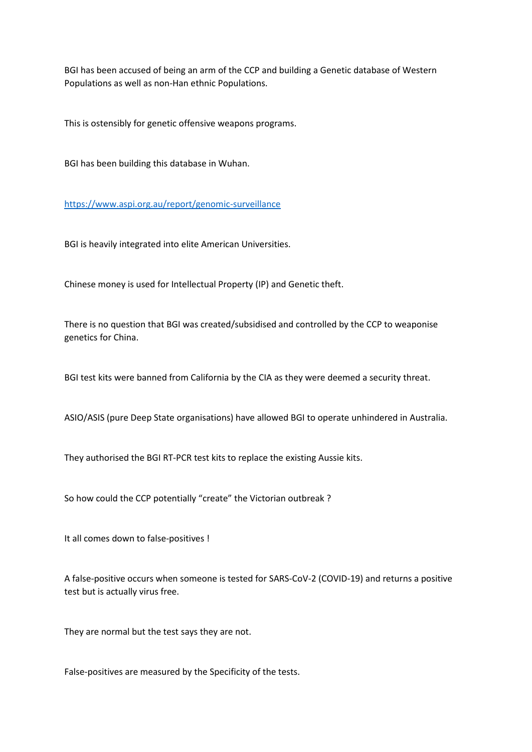BGI has been accused of being an arm of the CCP and building a Genetic database of Western Populations as well as non-Han ethnic Populations.

This is ostensibly for genetic offensive weapons programs.

BGI has been building this database in Wuhan.

https://www.aspi.org.au/report/genomic-surveillance

BGI is heavily integrated into elite American Universities.

Chinese money is used for Intellectual Property (IP) and Genetic theft.

There is no question that BGI was created/subsidised and controlled by the CCP to weaponise genetics for China.

BGI test kits were banned from California by the CIA as they were deemed a security threat.

ASIO/ASIS (pure Deep State organisations) have allowed BGI to operate unhindered in Australia.

They authorised the BGI RT-PCR test kits to replace the existing Aussie kits.

So how could the CCP potentially “create” the Victorian outbreak ?

It all comes down to false-positives !

A false-positive occurs when someone is tested for SARS-CoV-2 (COVID-19) and returns a positive test but is actually virus free.

They are normal but the test says they are not.

False-positives are measured by the Specificity of the tests.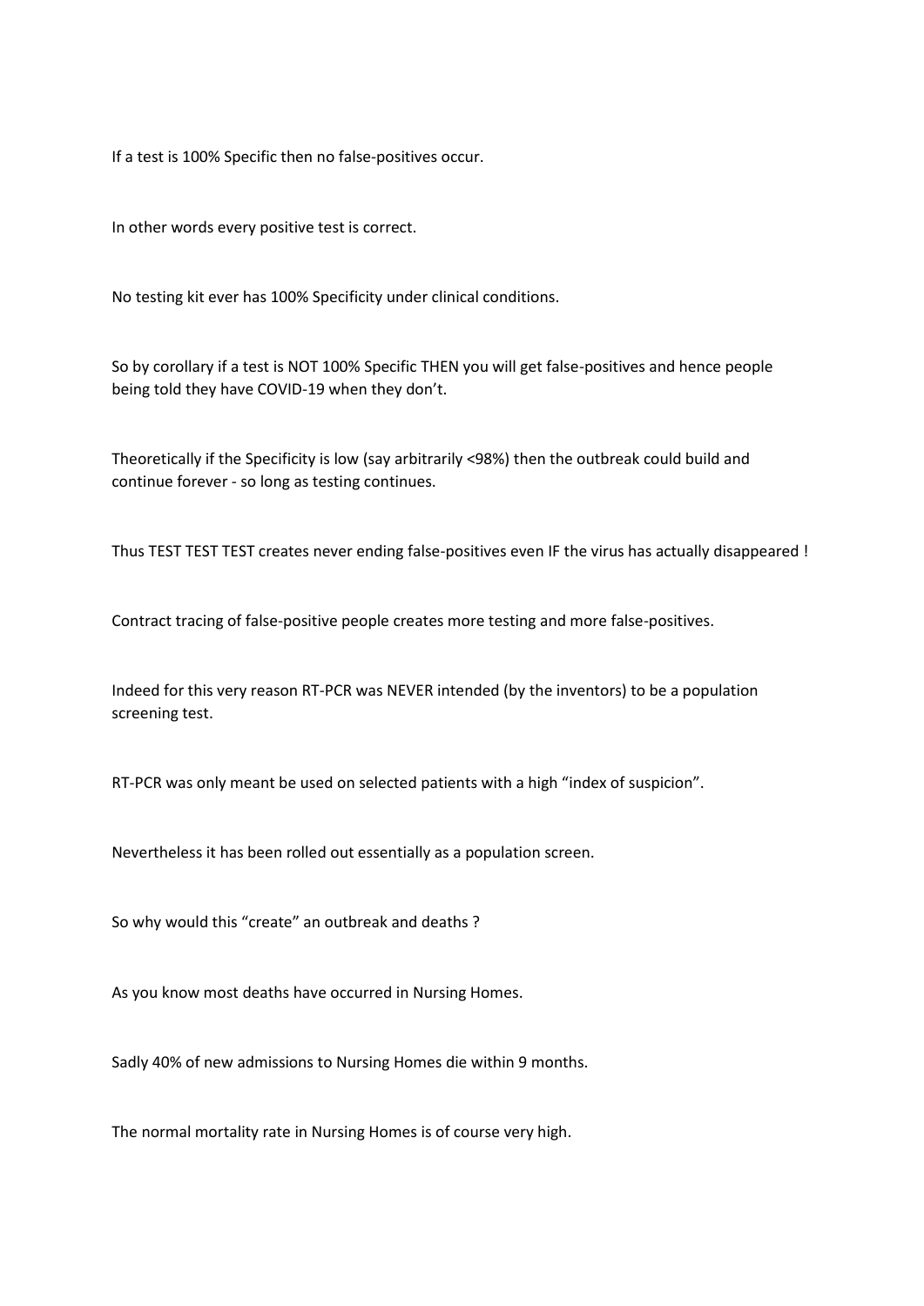If a test is 100% Specific then no false-positives occur.

In other words every positive test is correct.

No testing kit ever has 100% Specificity under clinical conditions.

So by corollary if a test is NOT 100% Specific THEN you will get false-positives and hence people being told they have COVID-19 when they don't.

Theoretically if the Specificity is low (say arbitrarily <98%) then the outbreak could build and continue forever - so long as testing continues.

Thus TEST TEST TEST creates never ending false-positives even IF the virus has actually disappeared !

Contract tracing of false-positive people creates more testing and more false-positives.

Indeed for this very reason RT-PCR was NEVER intended (by the inventors) to be a population screening test.

RT-PCR was only meant be used on selected patients with a high "index of suspicion".

Nevertheless it has been rolled out essentially as a population screen.

So why would this "create" an outbreak and deaths ?

As you know most deaths have occurred in Nursing Homes.

Sadly 40% of new admissions to Nursing Homes die within 9 months.

The normal mortality rate in Nursing Homes is of course very high.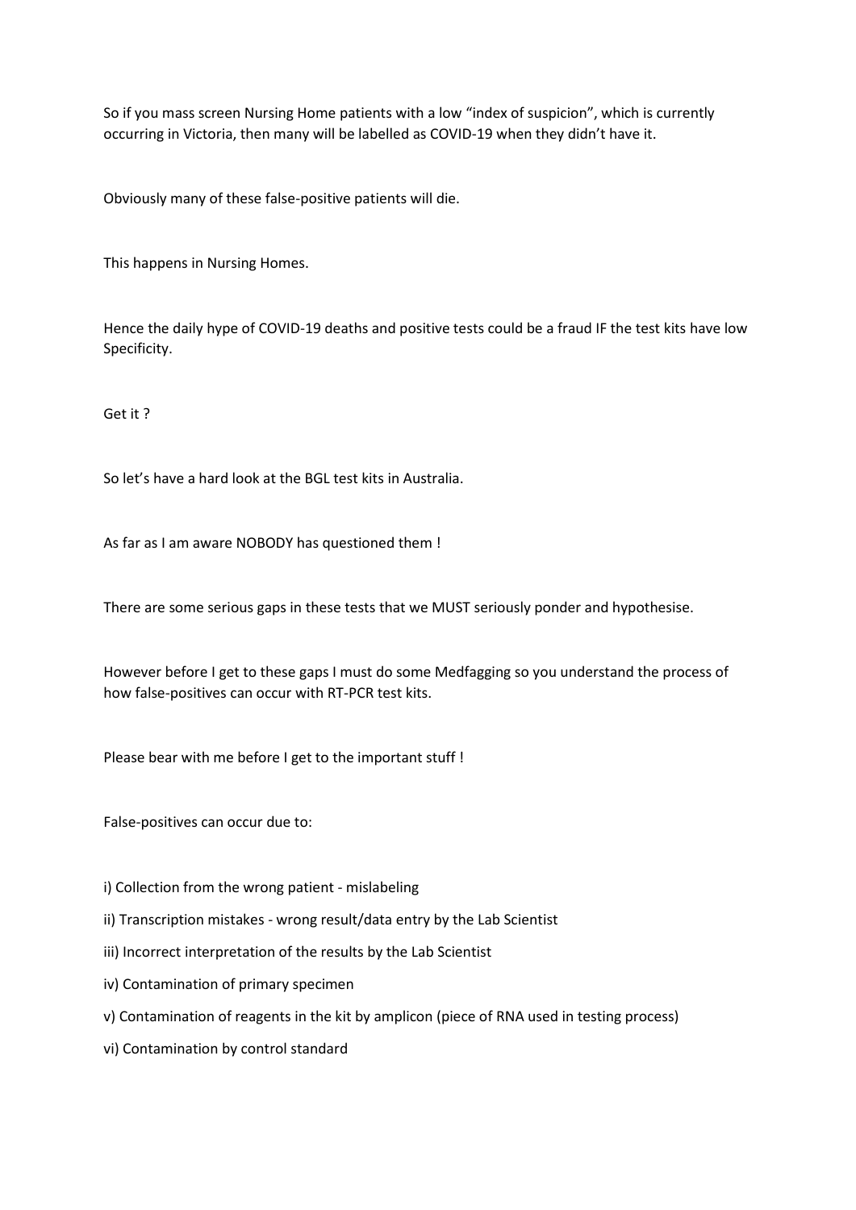So if you mass screen Nursing Home patients with a low "index of suspicion", which is currently occurring in Victoria, then many will be labelled as COVID-19 when they didn't have it.

Obviously many of these false-positive patients will die.

This happens in Nursing Homes.

Hence the daily hype of COVID-19 deaths and positive tests could be a fraud IF the test kits have low Specificity.

Get it ?

So let's have a hard look at the BGL test kits in Australia.

As far as I am aware NOBODY has questioned them !

There are some serious gaps in these tests that we MUST seriously ponder and hypothesise.

However before I get to these gaps I must do some Medfagging so you understand the process of how false-positives can occur with RT-PCR test kits.

Please bear with me before I get to the important stuff !

False-positives can occur due to:

i) Collection from the wrong patient - mislabeling

ii) Transcription mistakes - wrong result/data entry by the Lab Scientist

iii) Incorrect interpretation of the results by the Lab Scientist

iv) Contamination of primary specimen

v) Contamination of reagents in the kit by amplicon (piece of RNA used in testing process)

vi) Contamination by control standard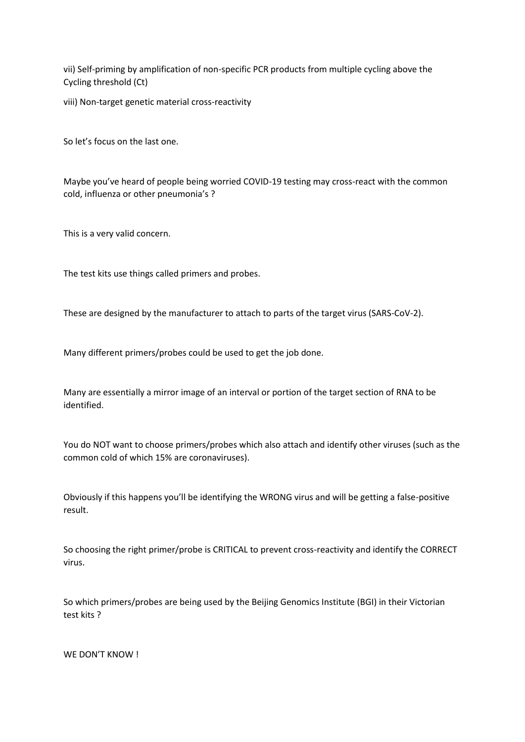vii) Self-priming by amplification of non-specific PCR products from multiple cycling above the Cycling threshold (Ct)

viii) Non-target genetic material cross-reactivity

So let's focus on the last one.

Maybe you've heard of people being worried COVID-19 testing may cross-react with the common cold, influenza or other pneumonia's ?

This is a very valid concern.

The test kits use things called primers and probes.

These are designed by the manufacturer to attach to parts of the target virus (SARS-CoV-2).

Many different primers/probes could be used to get the job done.

Many are essentially a mirror image of an interval or portion of the target section of RNA to be identified.

You do NOT want to choose primers/probes which also attach and identify other viruses (such as the common cold of which 15% are coronaviruses).

Obviously if this happens you'll be identifying the WRONG virus and will be getting a false-positive result.

So choosing the right primer/probe is CRITICAL to prevent cross-reactivity and identify the CORRECT virus.

So which primers/probes are being used by the Beijing Genomics Institute (BGI) in their Victorian test kits ?

WE DON'T KNOW !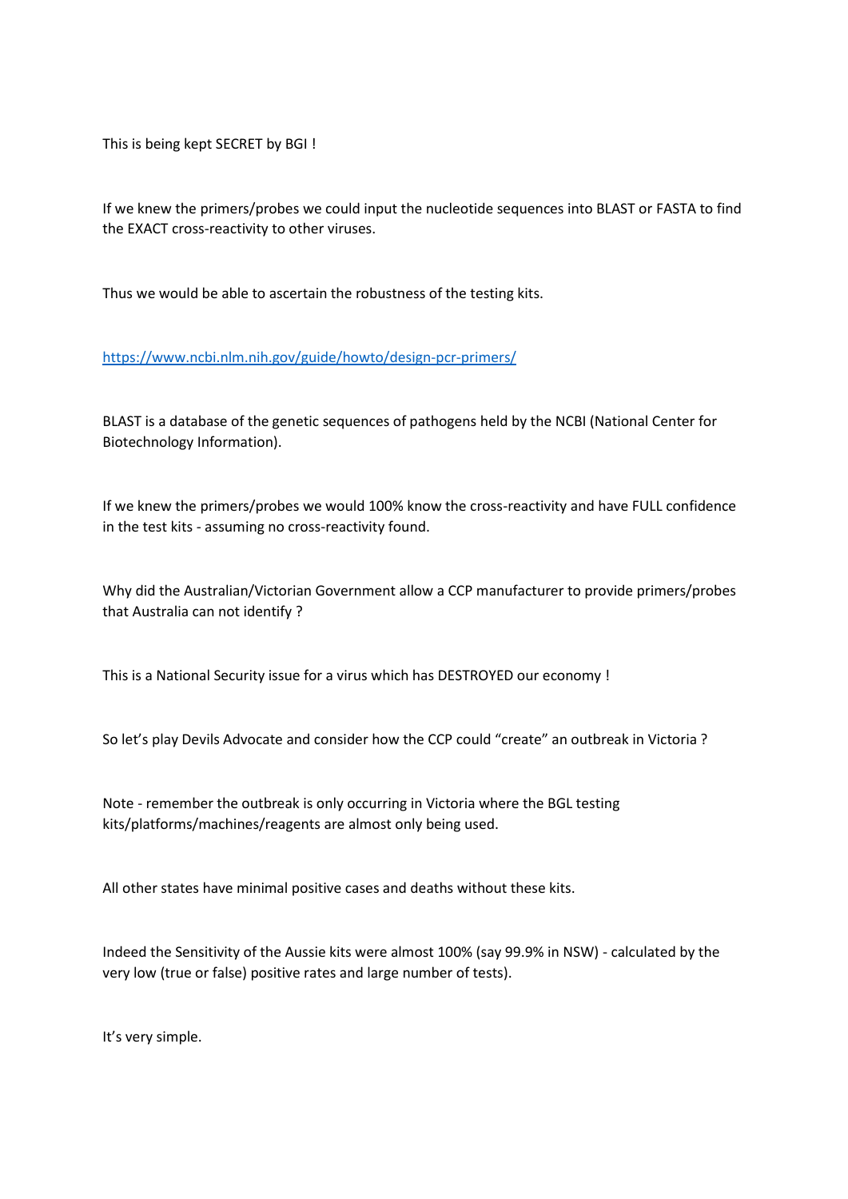This is being kept SECRET by BGI !

If we knew the primers/probes we could input the nucleotide sequences into BLAST or FASTA to find the EXACT cross-reactivity to other viruses.

Thus we would be able to ascertain the robustness of the testing kits.

https://www.ncbi.nlm.nih.gov/guide/howto/design-pcr-primers/

BLAST is a database of the genetic sequences of pathogens held by the NCBI (National Center for Biotechnology Information).

If we knew the primers/probes we would 100% know the cross-reactivity and have FULL confidence in the test kits - assuming no cross-reactivity found.

Why did the Australian/Victorian Government allow a CCP manufacturer to provide primers/probes that Australia can not identify ?

This is a National Security issue for a virus which has DESTROYED our economy !

So let's play Devils Advocate and consider how the CCP could "create" an outbreak in Victoria ?

Note - remember the outbreak is only occurring in Victoria where the BGL testing kits/platforms/machines/reagents are almost only being used.

All other states have minimal positive cases and deaths without these kits.

Indeed the Sensitivity of the Aussie kits were almost 100% (say 99.9% in NSW) - calculated by the very low (true or false) positive rates and large number of tests).

It's very simple.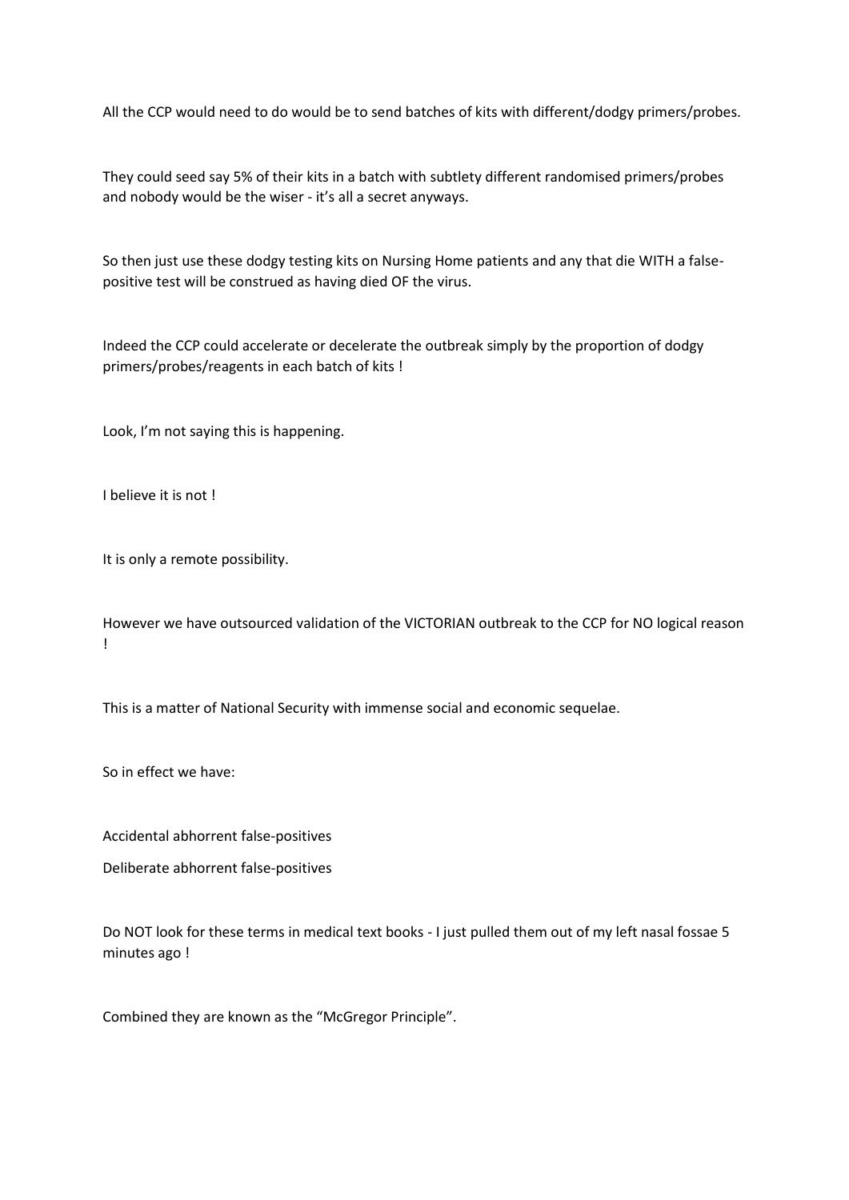All the CCP would need to do would be to send batches of kits with different/dodgy primers/probes.

They could seed say 5% of their kits in a batch with subtlety different randomised primers/probes and nobody would be the wiser - it's all a secret anyways.

So then just use these dodgy testing kits on Nursing Home patients and any that die WITH a false-positive test will be construed as having died OF the virus.

Indeed the CCP could accelerate or decelerate the outbreak simply by the proportion of dodgy primers/probes/reagents in each batch of kits !

Look, I'm not saying this is happening.

I believe it is not !

It is only a remote possibility.

However we have outsourced validation of the VICTORIAN outbreak to the CCP for NO logical reason !

This is a matter of National Security with immense social and economic sequelae.

So in effect we have:

Accidental abhorrent false-positives

Deliberate abhorrent false-positives

Do NOT look for these terms in medical text books - I just pulled them out of my left nasal fossae 5 minutes ago !

Combined they are known as the "McGregor Principle".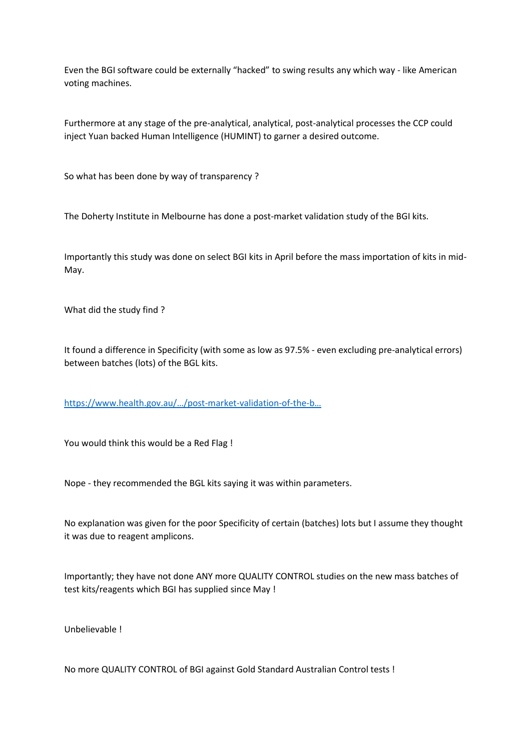Even the BGI software could be externally "hacked" to swing results any which way - like American voting machines.

Furthermore at any stage of the pre-analytical, analytical, post-analytical processes the CCP could inject Yuan backed Human Intelligence (HUMINT) to garner a desired outcome.

So what has been done by way of transparency ?

The Doherty Institute in Melbourne has done a post-market validation study of the BGI kits.

Importantly this study was done on select BGI kits in April before the mass importation of kits in mid-May.

What did the study find ?

It found a difference in Specificity (with some as low as 97.5% - even excluding pre-analytical errors) between batches (lots) of the BGL kits.

[https://www.health.gov.au/…/post-market-validation-of-the-b…](https://www.health.gov.au/…/post-market-validation-of-the-b…)

You would think this would be a Red Flag !

Nope - they recommended the BGL kits saying it was within parameters.

No explanation was given for the poor Specificity of certain (batches) lots but I assume they thought it was due to reagent amplicons.

Importantly; they have not done ANY more QUALITY CONTROL studies on the new mass batches of test kits/reagents which BGI has supplied since May !

Unbelievable !

No more QUALITY CONTROL of BGI against Gold Standard Australian Control tests !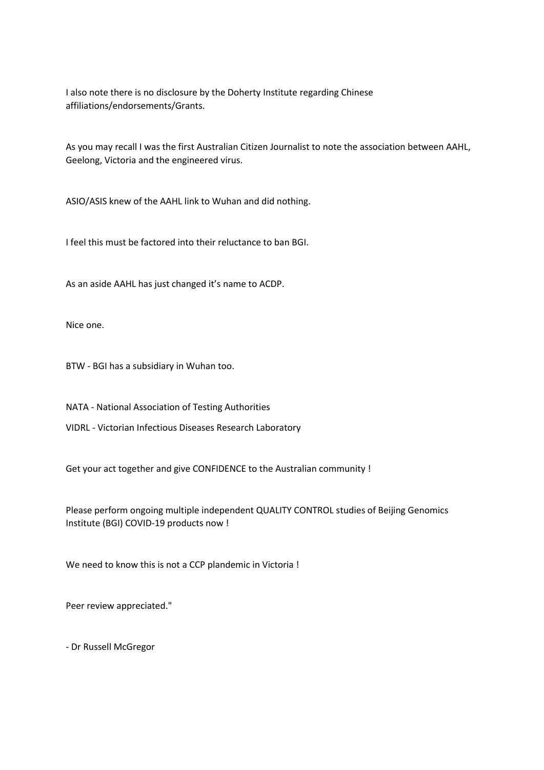I also note there is no disclosure by the Doherty Institute regarding Chinese affiliations/endorsements/Grants.

As you may recall I was the first Australian Citizen Journalist to note the association between AAHL, Geelong, Victoria and the engineered virus.

ASIO/ASIS knew of the AAHL link to Wuhan and did nothing.

I feel this must be factored into their reluctance to ban BGI.

As an aside AAHL has just changed it's name to ACDP.

Nice one.

BTW - BGI has a subsidiary in Wuhan too.

NATA - National Association of Testing Authorities

VIDRL - Victorian Infectious Diseases Research Laboratory

Get your act together and give CONFIDENCE to the Australian community !

Please perform ongoing multiple independent QUALITY CONTROL studies of Beijing Genomics Institute (BGI) COVID-19 products now !

We need to know this is not a CCP plandemic in Victoria !

Peer review appreciated."

- Dr Russell McGregor